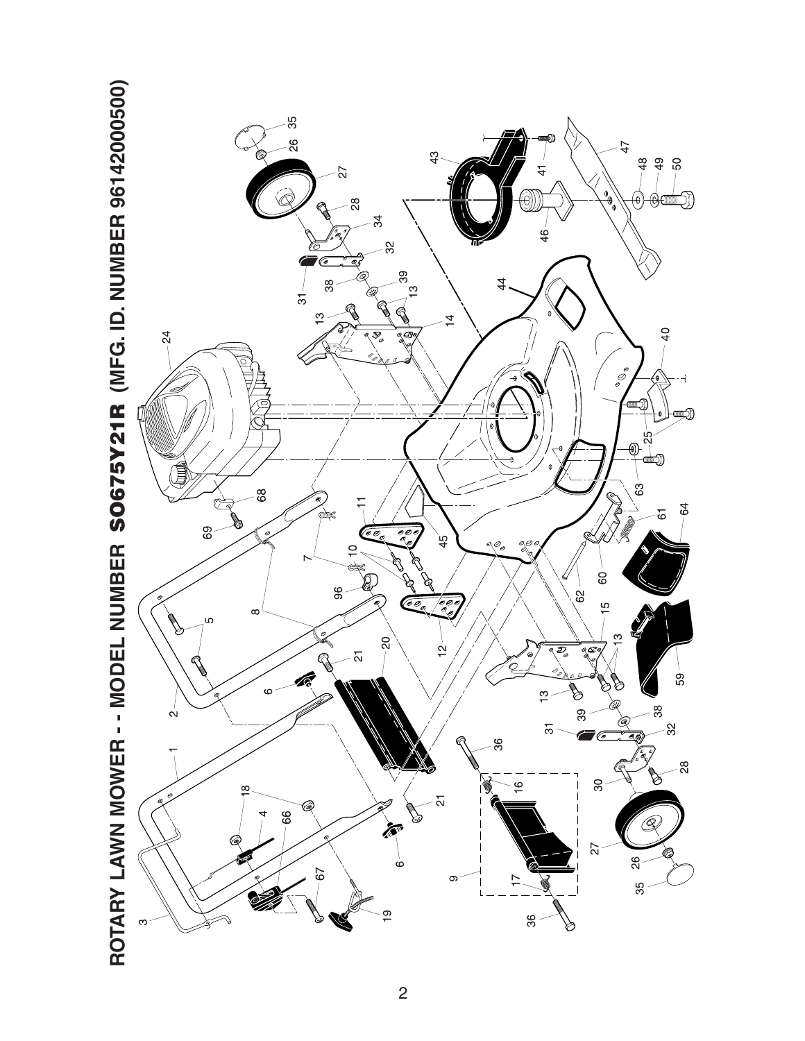# ROTARY LAWN MOWER - - MODEL NUMBER SO675Y21R (MFG. ID. NUMBER 96142000500)

1
2
3
4
5
6
7
8
9
10
11
12
13
14
15
16
17
18
19
20
21
24
25
26
27
28
30
31
32
34
35
36
38
39
40
41
43
44
45
46
47
48
49
50
59
60
61
62
63
64
66
67
68
69
96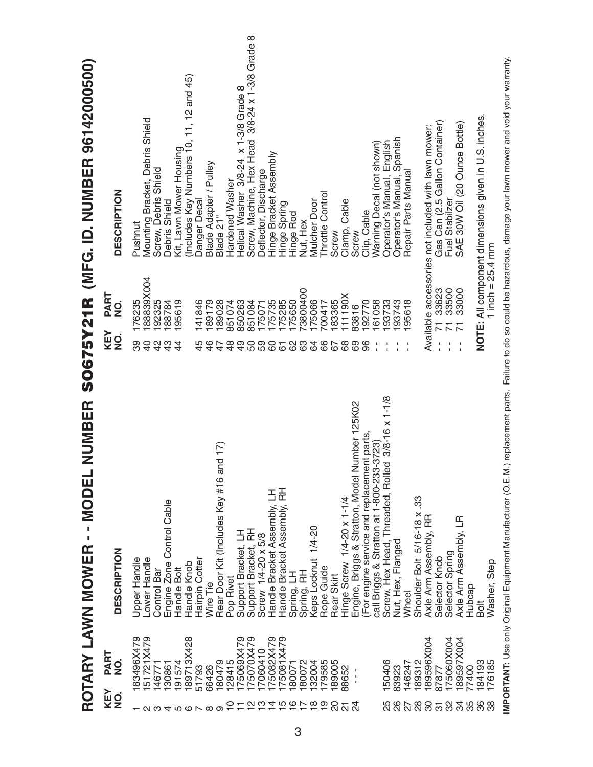# ROTARY LAWN MOWER - - MODEL NUMBER SO675Y21R (MFG. ID. NUMBER 96142000500)

| KEY NO. | PART NO. | DESCRIPTION |
|---|---|---|
| 1 | 183496X479 | Upper Handle |
| 2 | 151721X479 | Lower Handle |
| 3 | 146771 | Control Bar |
| 4 | 130861 | Engine Zone Control Cable |
| 5 | 191574 | Handle Bolt |
| 6 | 189713X428 | Handle Knob |
| 7 | 51793 | Hairpin Cotter |
| 8 | 66426 | Wire Tie |
| 9 | 180479 | Rear Door Kit (Includes Key #16 and 17) |
| 10 | 128415 | Pop Rivet |
| 11 | 175069X479 | Support Bracket, LH |
| 12 | 175070X479 | Support Bracket, RH |
| 13 | 17060410 | Screw 1/4-20 x 5/8 |
| 14 | 175082X479 | Handle Bracket Assembly, LH |
| 15 | 175081X479 | Handle Bracket Assembly, RH |
| 16 | 180071 | Spring, LH |
| 17 | 180072 | Spring, RH |
| 18 | 132004 | Keps Locknut 1/4-20 |
| 19 | 179585 | Rope Guide |
| 20 | 189005 | Rear Skirt |
| 21 | 88652 | Hinge Screw 1/4-20 x 1-1/4 |
| 24 | - - - | Engine, Briggs & Stratton, Model Number 125K02 (For engine service and replacement parts, call Briggs & Stratton at 1-800-233-3723) |
| 25 | 150406 | Screw, Hex Head, Threaded, Rolled 3/8-16 x 1-1/8 |
| 26 | 83923 | Nut, Hex, Flanged |
| 27 | 146247 | Wheel |
| 28 | 189312 | Shoulder Bolt 5/16-18 x .33 |
| 30 | 189596X004 | Axle Arm Assembly, RR |
| 31 | 87877 | Selector Knob |
| 32 | 175060X004 | Selector Spring |
| 34 | 189597X004 | Axle Arm Assembly, LR |
| 35 | 77400 | Hubcap |
| 36 | 184193 | Bolt |
| 38 | 176185 | Washer, Step |
| 39 | 176235 | Pushnut |
| 40 | 188839X004 | Mounting Bracket, Debris Shield |
| 42 | 192325 | Screw, Debris Shield |
| 43 | 188784 | Debris Shield |
| 44 | 195619 | Kit, Lawn Mower Housing (Includes Key Numbers 10, 11, 12 and 45) |
| 45 | 141846 | Danger Decal |
| 46 | 189179 | Blade Adapter / Pulley |
| 47 | 189028 | Blade 21" |
| 48 | 851074 | Hardened Washer |
| 49 | 850263 | Helical Washer 3/8-24 x 1-3/8 Grade 8 |
| 50 | 851084 | Screw, Machine, Hex Head 3/8-24 x 1-3/8 Grade 8 |
| 59 | 175071 | Deflector, Discharge |
| 60 | 175735 | Hinge Bracket Assembly |
| 61 | 175285 | Hinge Spring |
| 62 | 175650 | Hinge Rod |
| 63 | 73800400 | Nut, Hex |
| 64 | 175066 | Mulcher Door |
| 66 | 700417 | Throttle Control |
| 67 | 183365 | Screw |
| 68 | 111190X | Clamp, Cable |
| 69 | 83816 | Screw |
| 96 | 192770 | Clip, Cable |
| - - | 161058 | Warning Decal (not shown) |
| - - | 193733 | Operator's Manual, English |
| - - | 193743 | Operator's Manual, Spanish |
| - - | 195618 | Repair Parts Manual |

Available accessories not included with lawn mower:

| | | |
|---|---|---|
| - - | 71 33623 | Gas Can (2.5 Gallon Container) |
| - - | 71 33500 | Fuel Stabilizer |
| - - | 71 33000 | SAE 30W Oil (20 Ounce Bottle) |

**NOTE:** All component dimensions given in U.S. inches.
1 inch = 25.4 mm

**IMPORTANT:** Use only Original Equipment Manufacturer (O.E.M.) replacement parts. Failure to do so could be hazardous, damage your lawn mower and void your warranty.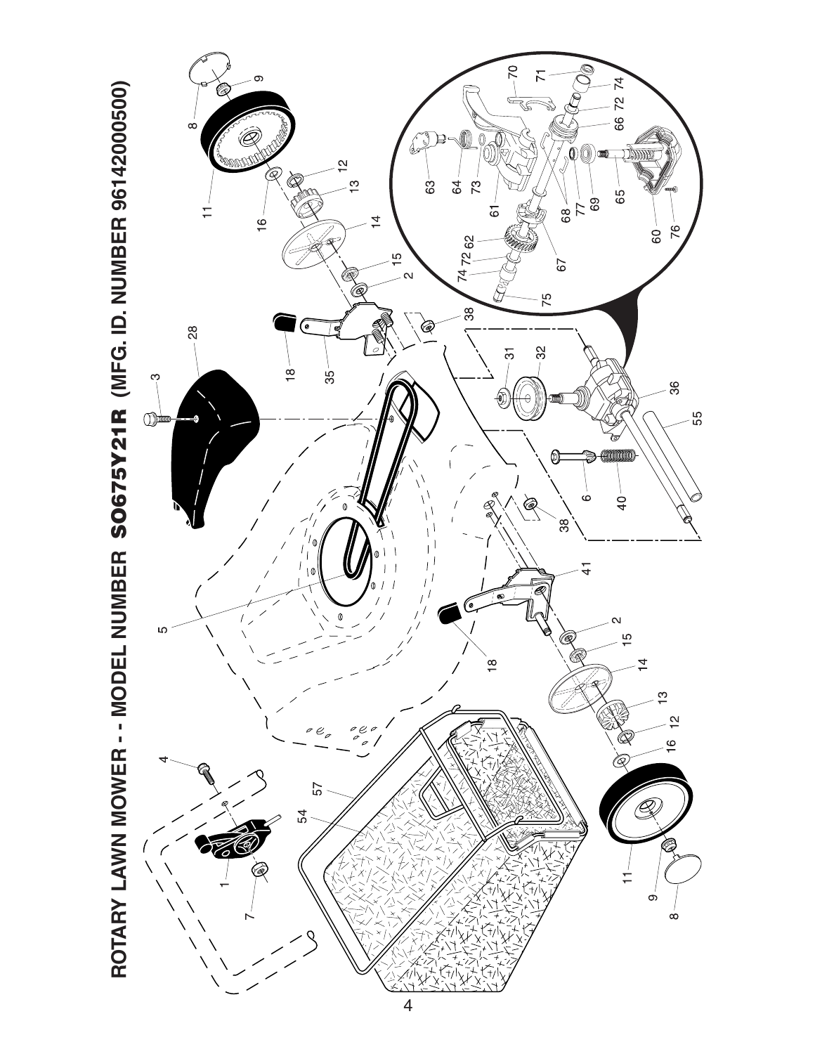# ROTARY LAWN MOWER - - MODEL NUMBER SO675Y21R (MFG. ID. NUMBER 96142000500)

1
2
3
4
5
6
7
8
9
11
12
13
14
15
16
18
28
31
32
35
36
38
40
41
54
55
57
60
61
62
63
64
65
66
67
68
69
70
71
72
73
74
75
76
77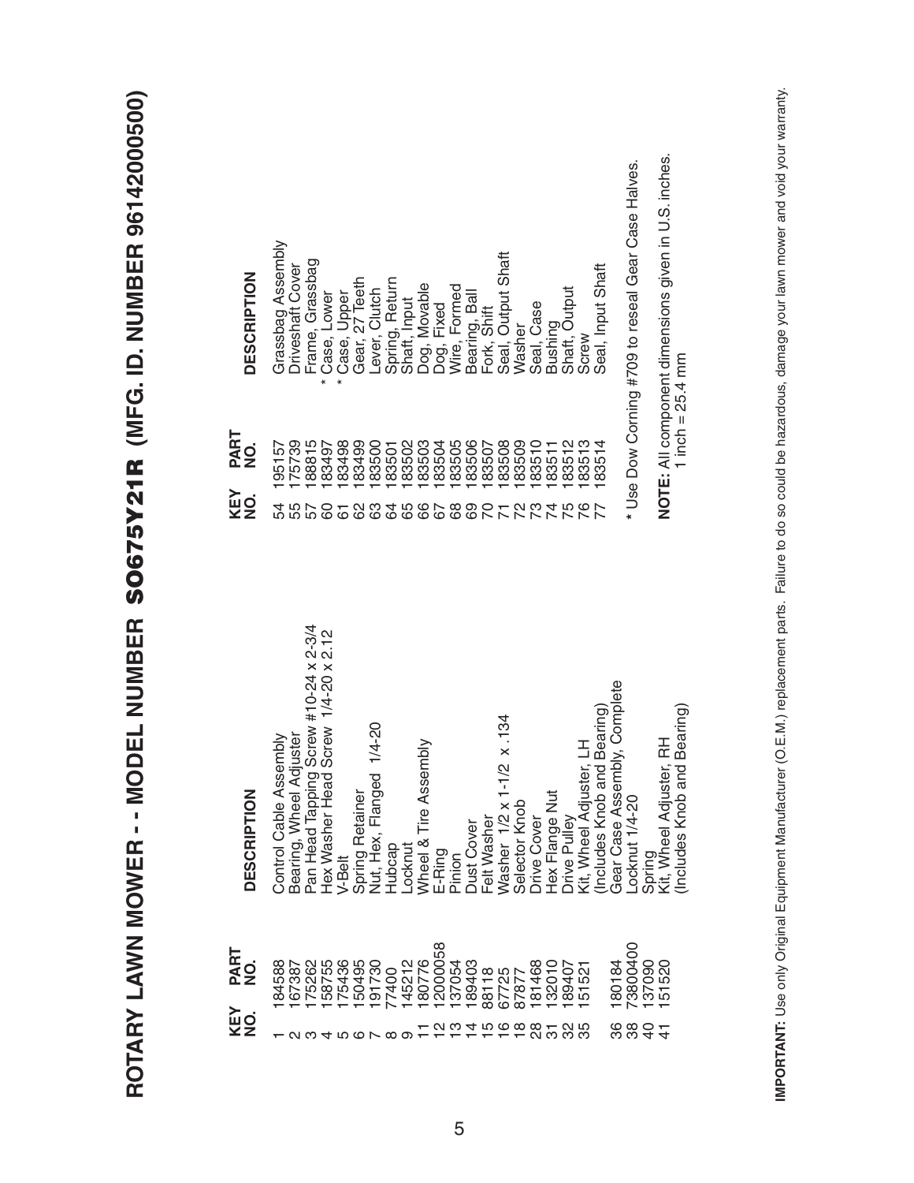# ROTARY LAWN MOWER - - MODEL NUMBER SO675Y21R (MFG. ID. NUMBER 96142000500)

| KEY NO. | PART NO. | DESCRIPTION |
|---|---|---|
| 1 | 184588 | Control Cable Assembly |
| 2 | 167387 | Bearing, Wheel Adjuster |
| 3 | 175262 | Pan Head Tapping Screw #10-24 x 2-3/4 |
| 4 | 158755 | Hex Washer Head Screw 1/4-20 x 2.12 |
| 5 | 175436 | V-Belt |
| 6 | 150495 | Spring Retainer |
| 7 | 191730 | Nut, Hex, Flanged 1/4-20 |
| 8 | 77400 | Hubcap |
| 9 | 145212 | Locknut |
| 11 | 180776 | Wheel & Tire Assembly |
| 12 | 12000058 | E-Ring |
| 13 | 137054 | Pinion |
| 14 | 189403 | Dust Cover |
| 15 | 88118 | Felt Washer |
| 16 | 67725 | Washer 1/2 x 1-1/2 x .134 |
| 18 | 87877 | Selector Knob |
| 28 | 181468 | Drive Cover |
| 31 | 132010 | Hex Flange Nut |
| 32 | 189407 | Drive Pulley |
| 35 | 151521 | Kit, Wheel Adjuster, LH (Includes Knob and Bearing) |
| 36 | 180184 | Gear Case Assembly, Complete |
| 38 | 73800400 | Locknut 1/4-20 |
| 40 | 137090 | Spring |
| 41 | 151520 | Kit, Wheel Adjuster, RH (Includes Knob and Bearing) |

| KEY NO. | PART NO. | DESCRIPTION |
|---|---|---|
| 54 | 195157 | Grassbag Assembly |
| 55 | 175739 | Driveshaft Cover |
| 57 | 188815 | Frame, Grassbag |
| 60 | 183497 | * Case, Lower |
| 61 | 183498 | * Case, Upper |
| 62 | 183499 | Gear, 27 Teeth |
| 63 | 183500 | Lever, Clutch |
| 64 | 183501 | Spring, Return |
| 65 | 183502 | Shaft, Input |
| 66 | 183503 | Dog, Movable |
| 67 | 183504 | Dog, Fixed |
| 68 | 183505 | Wire, Formed |
| 69 | 183506 | Bearing, Ball |
| 70 | 183507 | Fork, Shift |
| 71 | 183508 | Seal, Output Shaft |
| 72 | 183509 | Washer |
| 73 | 183510 | Seal, Case |
| 74 | 183511 | Bushing |
| 75 | 183512 | Shaft, Output |
| 76 | 183513 | Screw |
| 77 | 183514 | Seal, Input Shaft |

* Use Dow Corning #709 to reseal Gear Case Halves.

**NOTE:** All component dimensions given in U.S. inches.
1 inch = 25.4 mm

**IMPORTANT:** Use only Original Equipment Manufacturer (O.E.M.) replacement parts. Failure to do so could be hazardous, damage your lawn mower and void your warranty.